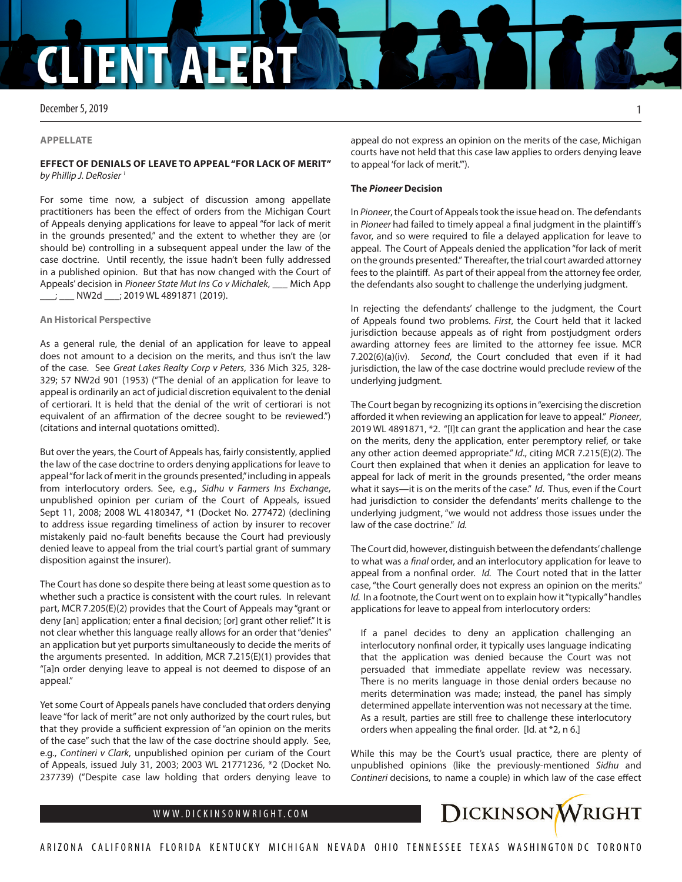# CLIENT ALERT

December 5, 2019

**APPELLATE**

## EFFECT OF DENIALS OF LEAVE TO APPEAL "FOR LACK OF MERIT"

*by Phillip J. DeRosier* [1]

For some time now, a subject of discussion among appellate practitioners has been the effect of orders from the Michigan Court of Appeals denying applications for leave to appeal "for lack of merit in the grounds presented," and the extent to whether they are (or should be) controlling in a subsequent appeal under the law of the case doctrine. Until recently, the issue hadn't been fully addressed in a published opinion. But that has now changed with the Court of Appeals' decision in *Pioneer State Mut Ins Co v Michalek*, ___ Mich App ___; ___ NW2d ___; 2019 WL 4891871 (2019).

### An Historical Perspective

As a general rule, the denial of an application for leave to appeal does not amount to a decision on the merits, and thus isn't the law of the case. See *Great Lakes Realty Corp v Peters*, 336 Mich 325, 328-329; 57 NW2d 901 (1953) ("The denial of an application for leave to appeal is ordinarily an act of judicial discretion equivalent to the denial of certiorari. It is held that the denial of the writ of certiorari is not equivalent of an affirmation of the decree sought to be reviewed.") (citations and internal quotations omitted).

But over the years, the Court of Appeals has, fairly consistently, applied the law of the case doctrine to orders denying applications for leave to appeal "for lack of merit in the grounds presented," including in appeals from interlocutory orders. See, e.g., *Sidhu v Farmers Ins Exchange*, unpublished opinion per curiam of the Court of Appeals, issued Sept 11, 2008; 2008 WL 4180347, *1 (Docket No. 277472) (declining to address issue regarding timeliness of action by insurer to recover mistakenly paid no-fault benefits because the Court had previously denied leave to appeal from the trial court's partial grant of summary disposition against the insurer).

The Court has done so despite there being at least some question as to whether such a practice is consistent with the court rules. In relevant part, MCR 7.205(E)(2) provides that the Court of Appeals may "grant or deny [an] application; enter a final decision; [or] grant other relief." It is not clear whether this language really allows for an order that "denies" an application but yet purports simultaneously to decide the merits of the arguments presented. In addition, MCR 7.215(E)(1) provides that "[a]n order denying leave to appeal is not deemed to dispose of an appeal."

Yet some Court of Appeals panels have concluded that orders denying leave "for lack of merit" are not only authorized by the court rules, but that they provide a sufficient expression of "an opinion on the merits of the case" such that the law of the case doctrine should apply. See, e.g., *Contineri v Clark*, unpublished opinion per curiam of the Court of Appeals, issued July 31, 2003; 2003 WL 21771236, *2 (Docket No. 237739) ("Despite case law holding that orders denying leave to appeal do not express an opinion on the merits of the case, Michigan courts have not held that this case law applies to orders denying leave to appeal 'for lack of merit.'").

### The *Pioneer* Decision

In *Pioneer*, the Court of Appeals took the issue head on. The defendants in *Pioneer* had failed to timely appeal a final judgment in the plaintiff's favor, and so were required to file a delayed application for leave to appeal. The Court of Appeals denied the application "for lack of merit on the grounds presented." Thereafter, the trial court awarded attorney fees to the plaintiff. As part of their appeal from the attorney fee order, the defendants also sought to challenge the underlying judgment.

In rejecting the defendants' challenge to the judgment, the Court of Appeals found two problems. *First*, the Court held that it lacked jurisdiction because appeals as of right from postjudgment orders awarding attorney fees are limited to the attorney fee issue. MCR 7.202(6)(a)(iv). *Second*, the Court concluded that even if it had jurisdiction, the law of the case doctrine would preclude review of the underlying judgment.

The Court began by recognizing its options in "exercising the discretion afforded it when reviewing an application for leave to appeal." *Pioneer*, 2019 WL 4891871, *2. "[I]t can grant the application and hear the case on the merits, deny the application, enter peremptory relief, or take any other action deemed appropriate." *Id.*, citing MCR 7.215(E)(2). The Court then explained that when it denies an application for leave to appeal for lack of merit in the grounds presented, "the order means what it says—it is on the merits of the case." *Id.* Thus, even if the Court had jurisdiction to consider the defendants' merits challenge to the underlying judgment, "we would not address those issues under the law of the case doctrine." *Id.*

The Court did, however, distinguish between the defendants' challenge to what was a *final* order, and an interlocutory application for leave to appeal from a nonfinal order. *Id.* The Court noted that in the latter case, "the Court generally does not express an opinion on the merits." *Id.* In a footnote, the Court went on to explain how it "typically" handles applications for leave to appeal from interlocutory orders:

> If a panel decides to deny an application challenging an interlocutory nonfinal order, it typically uses language indicating that the application was denied because the Court was not persuaded that immediate appellate review was necessary. There is no merits language in those denial orders because no merits determination was made; instead, the panel has simply determined appellate intervention was not necessary at the time. As a result, parties are still free to challenge these interlocutory orders when appealing the final order. [Id. at *2, n 6.]

While this may be the Court's usual practice, there are plenty of unpublished opinions (like the previously-mentioned *Sidhu* and *Contineri* decisions, to name a couple) in which law of the case effect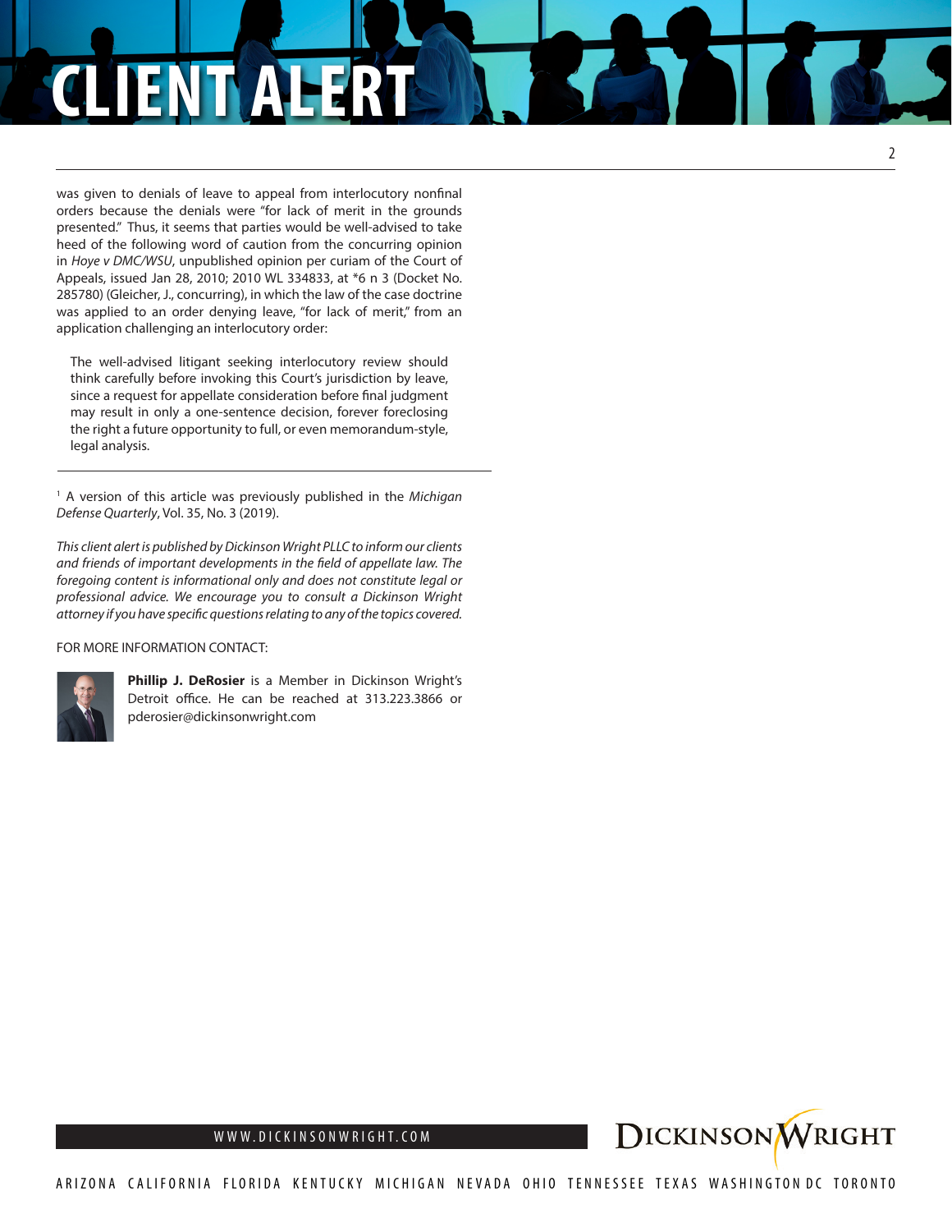was given to denials of leave to appeal from interlocutory nonfinal orders because the denials were "for lack of merit in the grounds presented." Thus, it seems that parties would be well-advised to take heed of the following word of caution from the concurring opinion in *Hoye v DMC/WSU*, unpublished opinion per curiam of the Court of Appeals, issued Jan 28, 2010; 2010 WL 334833, at *6 n 3 (Docket No. 285780) (Gleicher, J., concurring), in which the law of the case doctrine was applied to an order denying leave, "for lack of merit," from an application challenging an interlocutory order:

> The well-advised litigant seeking interlocutory review should think carefully before invoking this Court's jurisdiction by leave, since a request for appellate consideration before final judgment may result in only a one-sentence decision, forever foreclosing the right a future opportunity to full, or even memorandum-style, legal analysis.

---

[1] A version of this article was previously published in the *Michigan Defense Quarterly*, Vol. 35, No. 3 (2019).

*This client alert is published by Dickinson Wright PLLC to inform our clients and friends of important developments in the field of appellate law. The foregoing content is informational only and does not constitute legal or professional advice. We encourage you to consult a Dickinson Wright attorney if you have specific questions relating to any of the topics covered.*

FOR MORE INFORMATION CONTACT:

**Phillip J. DeRosier** is a Member in Dickinson Wright's Detroit office. He can be reached at 313.223.3866 or pderosier@dickinsonwright.com